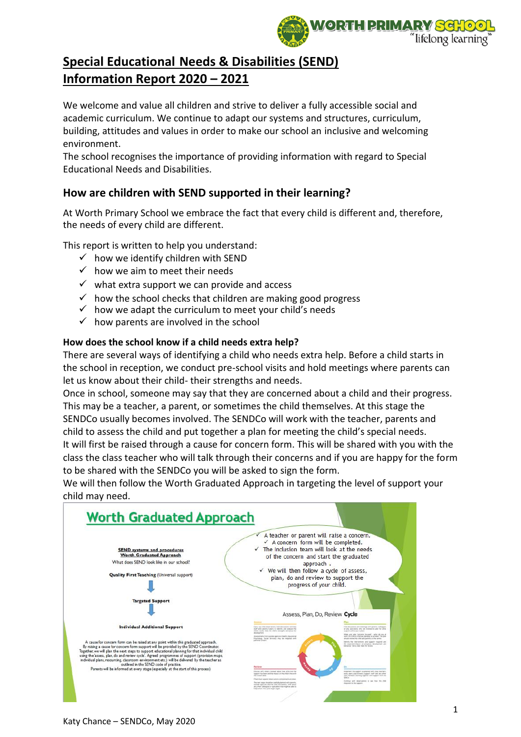# Special Educational Needs & Disabilities (SEND) Information Report 2020 – 2021

We welcome and value all children and strive to deliver a fully accessible social and academic curriculum. We continue to adapt our systems and structures, curriculum, building, attitudes and values in order to make our school an inclusive and welcoming environment.

The school recognises the importance of providing information with regard to Special Educational Needs and Disabilities.

## How are children with SEND supported in their learning?

At Worth Primary School we embrace the fact that every child is different and, therefore, the needs of every child are different.

This report is written to help you understand:

- ✓ how we identify children with SEND
- ✓ how we aim to meet their needs
- ✓ what extra support we can provide and access
- ✓ how the school checks that children are making good progress
- ✓ how we adapt the curriculum to meet your child's needs
- ✓ how parents are involved in the school

**How does the school know if a child needs extra help?**

There are several ways of identifying a child who needs extra help. Before a child starts in the school in reception, we conduct pre-school visits and hold meetings where parents can let us know about their child- their strengths and needs.

Once in school, someone may say that they are concerned about a child and their progress. This may be a teacher, a parent, or sometimes the child themselves. At this stage the SENDCo usually becomes involved. The SENDCo will work with the teacher, parents and child to assess the child and put together a plan for meeting the child's special needs.

It will first be raised through a cause for concern form. This will be shared with you with the class teacher who will talk through their concerns and if you are happy for the form to be shared with the SENDCo you will be asked to sign the form.

We will then follow the Worth Graduated Approach in targeting the level of support your child may need.

**Worth Graduated Approach**

SEND systems and procedures
Worth Graduated Approach
What does SEND look like in our school?

Quality First Teaching (Universal support)
↓
Targeted Support
↓
Individual Additional Support

A cause for concern form can be raised at any point within this graduated approach. By raising a cause for concern form support will be provided by the SEND Coordinator. Together, we will plan the next steps to support educational planning for that individual child using the 'assess, plan, do and review cycle'. Agreed programmes of support (provision maps, individual plans, resourcing, classroom environment etc.) will be delivered by the teacher as outlined in the SEND code of practice.
Parents will be informed at every stage (especially at the start of this process)

- ✓ A teacher or parent will raise a concern.
- ✓ A concern form will be completed.
- ✓ The Inclusion team will look at the needs of the concern and start the graduated approach.
- ✓ We will then follow a cycle of assess, plan, do and review to support the progress of your child.

Assess, Plan, Do, Review **Cycle**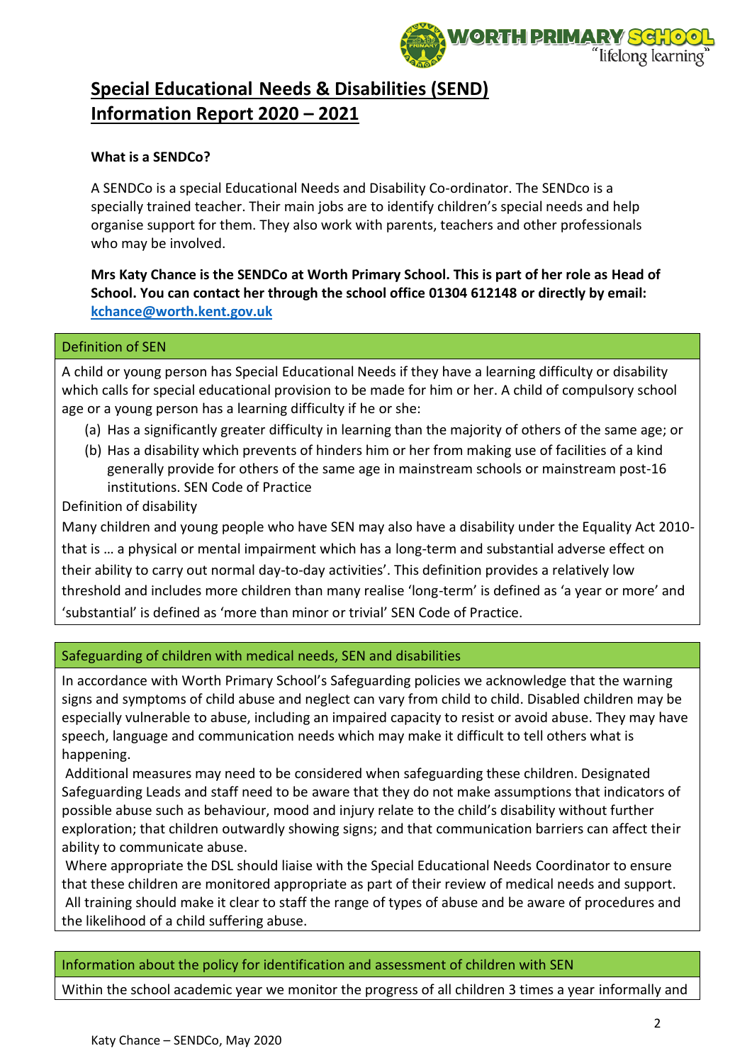# Special Educational Needs & Disabilities (SEND) Information Report 2020 – 2021

**What is a SENDCo?**

A SENDCo is a special Educational Needs and Disability Co-ordinator. The SENDco is a specially trained teacher. Their main jobs are to identify children's special needs and help organise support for them. They also work with parents, teachers and other professionals who may be involved.

**Mrs Katy Chance is the SENDCo at Worth Primary School. This is part of her role as Head of School. You can contact her through the school office 01304 612148 or directly by email: [kchance@worth.kent.gov.uk](mailto:kchance@worth.kent.gov.uk)**

## Definition of SEN

A child or young person has Special Educational Needs if they have a learning difficulty or disability which calls for special educational provision to be made for him or her. A child of compulsory school age or a young person has a learning difficulty if he or she:

(a) Has a significantly greater difficulty in learning than the majority of others of the same age; or

(b) Has a disability which prevents of hinders him or her from making use of facilities of a kind generally provide for others of the same age in mainstream schools or mainstream post-16 institutions. SEN Code of Practice

Definition of disability

Many children and young people who have SEN may also have a disability under the Equality Act 2010- that is … a physical or mental impairment which has a long-term and substantial adverse effect on their ability to carry out normal day-to-day activities'. This definition provides a relatively low threshold and includes more children than many realise 'long-term' is defined as 'a year or more' and 'substantial' is defined as 'more than minor or trivial' SEN Code of Practice.

## Safeguarding of children with medical needs, SEN and disabilities

In accordance with Worth Primary School's Safeguarding policies we acknowledge that the warning signs and symptoms of child abuse and neglect can vary from child to child. Disabled children may be especially vulnerable to abuse, including an impaired capacity to resist or avoid abuse. They may have speech, language and communication needs which may make it difficult to tell others what is happening.

Additional measures may need to be considered when safeguarding these children. Designated Safeguarding Leads and staff need to be aware that they do not make assumptions that indicators of possible abuse such as behaviour, mood and injury relate to the child's disability without further exploration; that children outwardly showing signs; and that communication barriers can affect their ability to communicate abuse.

Where appropriate the DSL should liaise with the Special Educational Needs Coordinator to ensure that these children are monitored appropriate as part of their review of medical needs and support.

All training should make it clear to staff the range of types of abuse and be aware of procedures and the likelihood of a child suffering abuse.

## Information about the policy for identification and assessment of children with SEN

Within the school academic year we monitor the progress of all children 3 times a year informally and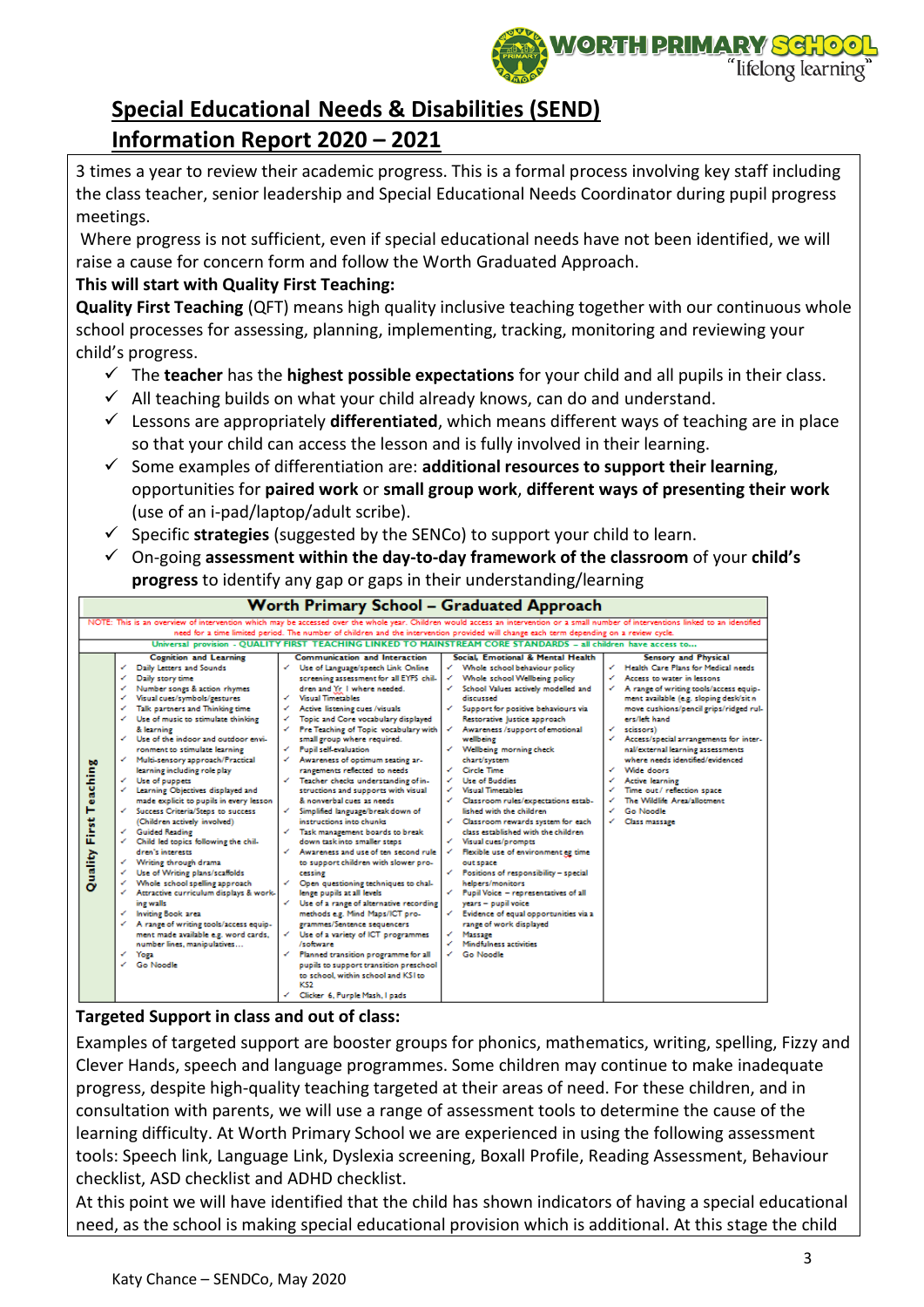# Special Educational Needs & Disabilities (SEND) Information Report 2020 – 2021

3 times a year to review their academic progress. This is a formal process involving key staff including the class teacher, senior leadership and Special Educational Needs Coordinator during pupil progress meetings.

Where progress is not sufficient, even if special educational needs have not been identified, we will raise a cause for concern form and follow the Worth Graduated Approach.

**This will start with Quality First Teaching:**

**Quality First Teaching** (QFT) means high quality inclusive teaching together with our continuous whole school processes for assessing, planning, implementing, tracking, monitoring and reviewing your child's progress.

- ✓ The **teacher** has the **highest possible expectations** for your child and all pupils in their class.
- ✓ All teaching builds on what your child already knows, can do and understand.
- ✓ Lessons are appropriately **differentiated**, which means different ways of teaching are in place so that your child can access the lesson and is fully involved in their learning.
- ✓ Some examples of differentiation are: **additional resources to support their learning**, opportunities for **paired work** or **small group work**, **different ways of presenting their work** (use of an i-pad/laptop/adult scribe).
- ✓ Specific **strategies** (suggested by the SENCo) to support your child to learn.
- ✓ On-going **assessment within the day-to-day framework of the classroom** of your **child's progress** to identify any gap or gaps in their understanding/learning

**Worth Primary School – Graduated Approach**

NOTE: This is an overview of intervention which may be accessed over the whole year. Children would access an intervention or a small number of interventions linked to an identified need for a time limited period. The number of children and the intervention provided will change each term depending on a review cycle.

Universal provision – QUALITY FIRST TEACHING LINKED TO MAINSTREAM CORE STANDARDS – all children have access to…

| | Cognition and Learning | Communication and Interaction | Social, Emotional & Mental Health | Sensory and Physical |
|---|---|---|---|---|
| Quality First Teaching | ✓ Daily Letters and Sounds<br>✓ Daily story time<br>✓ Number songs & action rhymes<br>✓ Visual cues/symbols/gestures<br>✓ Talk partners and Thinking time<br>✓ Use of music to stimulate thinking & learning<br>✓ Use of the indoor and outdoor environment to stimulate learning<br>✓ Multi-sensory approach/Practical learning including role play<br>✓ Use of puppets<br>✓ Learning Objectives displayed and made explicit to pupils in every lesson<br>✓ Success Criteria/Steps to success (Children actively involved)<br>✓ Guided Reading<br>✓ Child led topics following the children's interests<br>✓ Writing through drama<br>✓ Use of Writing plans/scaffolds<br>✓ Whole school spelling approach<br>✓ Attractive curriculum displays & working walls<br>✓ Inviting Book area<br>✓ A range of writing tools/access equipment made available e.g. word cards, number lines, manipulatives…<br>✓ Yoga<br>✓ Go Noodle | ✓ Use of Language/speech Link Online screening assessment for all EYFS children and Yr 1 where needed.<br>✓ Visual Timetables<br>✓ Active listening cues /visuals<br>✓ Topic and Core vocabulary displayed<br>✓ Pre Teaching of Topic vocabulary with small group where required.<br>✓ Pupil self-evaluation<br>✓ Awareness of optimum seating arrangements reflected to needs<br>✓ Teacher checks understanding of instructions and supports with visual & nonverbal cues as needs<br>✓ Simplified language/break down of instructions into chunks<br>✓ Task management boards to break down task into smaller steps<br>✓ Awareness and use of ten second rule to support children with slower processing<br>✓ Open questioning techniques to challenge pupils at all levels<br>✓ Use of a range of alternative recording methods e.g. Mind Maps/ICT programmes/Sentence sequencers<br>✓ Use of a variety of ICT programmes /software<br>✓ Planned transition programme for all pupils to support transition preschool to school, within school and KS1 to KS2<br>✓ Clicker 6, Purple Mash, I pads | ✓ Whole school behaviour policy<br>✓ Whole school Wellbeing policy<br>✓ School Values actively modelled and discussed<br>✓ Support for positive behaviours via Restorative Justice approach<br>✓ Awareness /support of emotional wellbeing<br>✓ Wellbeing morning check chart/system<br>✓ Circle Time<br>✓ Use of Buddies<br>✓ Visual Timetables<br>✓ Classroom rules/expectations established with the children<br>✓ Classroom rewards system for each class established with the children<br>✓ Visual cues/prompts<br>✓ Flexible use of environment eg time out space<br>✓ Positions of responsibility – special helpers/monitors<br>✓ Pupil Voice – representatives of all years – pupil voice<br>✓ Evidence of equal opportunities via a range of work displayed<br>✓ Massage<br>✓ Mindfulness activities<br>✓ Go Noodle | ✓ Health Care Plans for Medical needs<br>✓ Access to water in lessons<br>✓ A range of writing tools/access equipment available (e.g. sloping desk/sit n move cushions/pencil grips/ridged rulers/left hand scissors)<br>✓ Access/special arrangements for internal/external learning assessments where needs identified/evidenced<br>✓ Wide doors<br>✓ Active learning<br>✓ Time out / reflection space<br>✓ The Wildlife Area/allotment<br>✓ Go Noodle<br>✓ Class massage |

**Targeted Support in class and out of class:**

Examples of targeted support are booster groups for phonics, mathematics, writing, spelling, Fizzy and Clever Hands, speech and language programmes. Some children may continue to make inadequate progress, despite high-quality teaching targeted at their areas of need. For these children, and in consultation with parents, we will use a range of assessment tools to determine the cause of the learning difficulty. At Worth Primary School we are experienced in using the following assessment tools: Speech link, Language Link, Dyslexia screening, Boxall Profile, Reading Assessment, Behaviour checklist, ASD checklist and ADHD checklist.

At this point we will have identified that the child has shown indicators of having a special educational need, as the school is making special educational provision which is additional. At this stage the child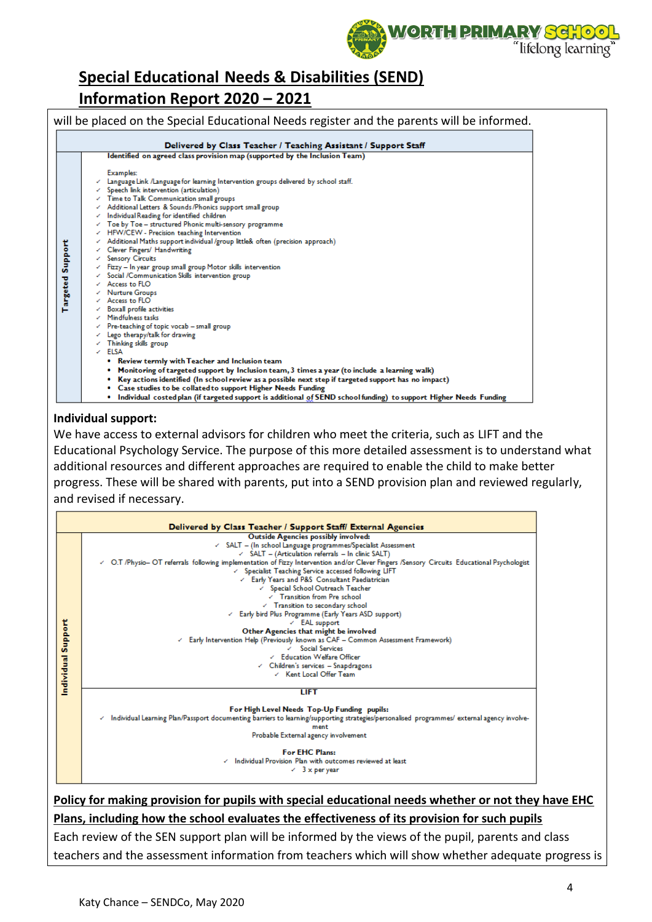## Special Educational Needs & Disabilities (SEND) Information Report 2020 – 2021

will be placed on the Special Educational Needs register and the parents will be informed.

| | Delivered by Class Teacher / Teaching Assistant / Support Staff |
|---|---|
| Targeted Support | **Identified on agreed class provision map (supported by the Inclusion Team)**<br><br>Examples:<br>✓ Language Link /Language for learning Intervention groups delivered by school staff.<br>✓ Speech link intervention (articulation)<br>✓ Time to Talk Communication small groups<br>✓ Additional Letters & Sounds /Phonics support small group<br>✓ Individual Reading for identified children<br>✓ Toe by Toe – structured Phonic multi-sensory programme<br>✓ HFW/CEW - Precision teaching Intervention<br>✓ Additional Maths support individual /group little& often (precision approach)<br>✓ Clever Fingers/ Handwriting<br>✓ Sensory Circuits<br>✓ Fizzy – In year group small group Motor skills intervention<br>✓ Social /Communication Skills intervention group<br>✓ Access to FLO<br>✓ Nurture Groups<br>✓ Access to FLO<br>✓ Boxall profile activities<br>✓ Mindfulness tasks<br>✓ Pre-teaching of topic vocab – small group<br>✓ Lego therapy/talk for drawing<br>✓ Thinking skills group<br>✓ ELSA<br>• **Review termly with Teacher and Inclusion team**<br>• **Monitoring of targeted support by Inclusion team, 3 times a year (to include a learning walk)**<br>• **Key actions identified (In school review as a possible next step if targeted support has no impact)**<br>• **Case studies to be collated to support Higher Needs Funding**<br>• **Individual costed plan (if targeted support is additional of SEND school funding) to support Higher Needs Funding** |

**Individual support:**

We have access to external advisors for children who meet the criteria, such as LIFT and the Educational Psychology Service. The purpose of this more detailed assessment is to understand what additional resources and different approaches are required to enable the child to make better progress. These will be shared with parents, put into a SEND provision plan and reviewed regularly, and revised if necessary.

| | Delivered by Class Teacher / Support Staff/ External Agencies |
|---|---|
| Individual Support | **Outside Agencies possibly involved:**<br>✓ SALT – (In school Language programmes/Specialist Assessment<br>✓ SALT – (Articulation referrals – In clinic SALT)<br>✓ O.T /Physio– OT referrals following implementation of Fizzy Intervention and/or Clever Fingers /Sensory Circuits Educational Psychologist<br>✓ Specialist Teaching Service accessed following LIFT<br>✓ Early Years and P&S Consultant Paediatrician<br>✓ Special School Outreach Teacher<br>✓ Transition from Pre school<br>✓ Transition to secondary school<br>✓ Early bird Plus Programme (Early Years ASD support)<br>✓ EAL support<br>**Other Agencies that might be involved**<br>✓ Early Intervention Help (Previously known as CAF – Common Assessment Framework)<br>✓ Social Services<br>✓ Education Welfare Officer<br>✓ Children's services – Snapdragons<br>✓ Kent Local Offer Team |
| | **LIFT**<br><br>**For High Level Needs Top-Up Funding pupils:**<br>✓ Individual Learning Plan/Passport documenting barriers to learning/supporting strategies/personalised programmes/ external agency involvement<br>Probable External agency involvement<br><br>**For EHC Plans:**<br>✓ Individual Provision Plan with outcomes reviewed at least<br>✓ 3 x per year |

**Policy for making provision for pupils with special educational needs whether or not they have EHC Plans, including how the school evaluates the effectiveness of its provision for such pupils**

Each review of the SEN support plan will be informed by the views of the pupil, parents and class teachers and the assessment information from teachers which will show whether adequate progress is

Katy Chance – SENDCo, May 2020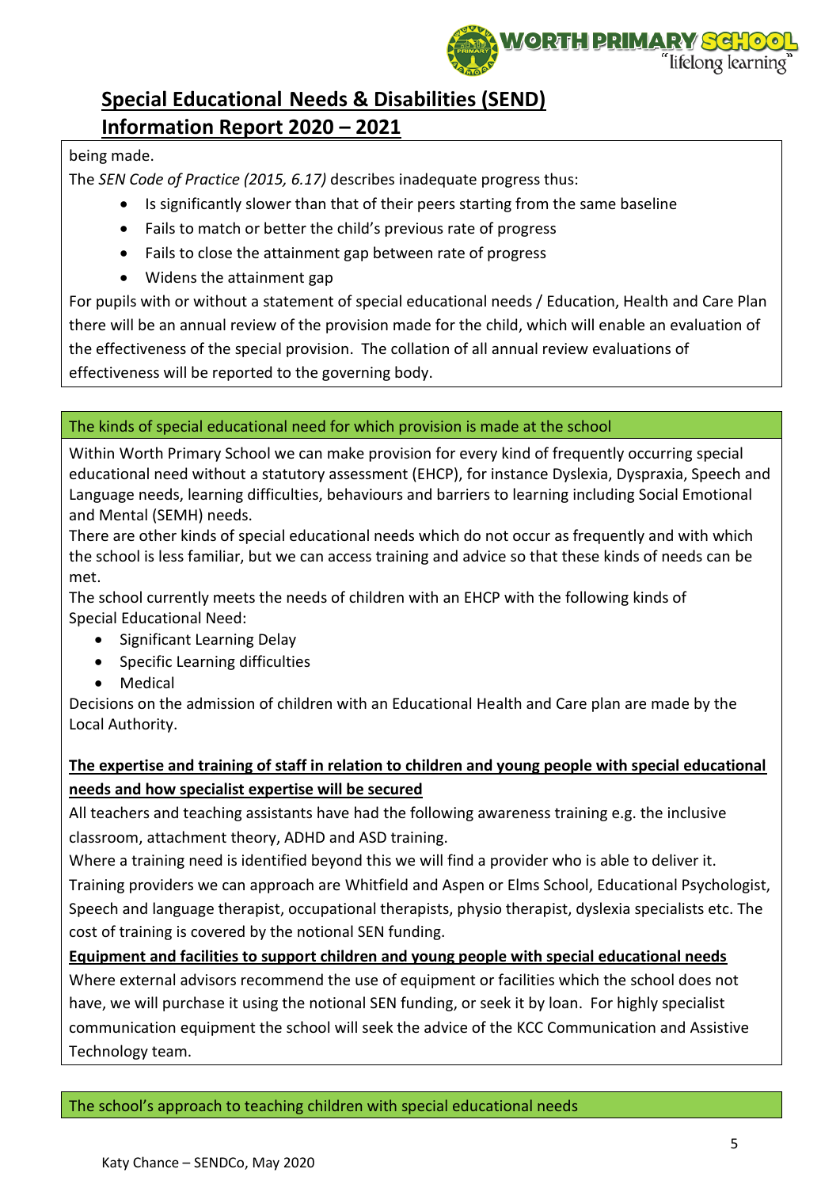being made.

The *SEN Code of Practice (2015, 6.17)* describes inadequate progress thus:

- Is significantly slower than that of their peers starting from the same baseline
- Fails to match or better the child's previous rate of progress
- Fails to close the attainment gap between rate of progress
- Widens the attainment gap

For pupils with or without a statement of special educational needs / Education, Health and Care Plan there will be an annual review of the provision made for the child, which will enable an evaluation of the effectiveness of the special provision. The collation of all annual review evaluations of effectiveness will be reported to the governing body.

## The kinds of special educational need for which provision is made at the school

Within Worth Primary School we can make provision for every kind of frequently occurring special educational need without a statutory assessment (EHCP), for instance Dyslexia, Dyspraxia, Speech and Language needs, learning difficulties, behaviours and barriers to learning including Social Emotional and Mental (SEMH) needs.

There are other kinds of special educational needs which do not occur as frequently and with which the school is less familiar, but we can access training and advice so that these kinds of needs can be met.

The school currently meets the needs of children with an EHCP with the following kinds of Special Educational Need:

- Significant Learning Delay
- Specific Learning difficulties
- Medical

Decisions on the admission of children with an Educational Health and Care plan are made by the Local Authority.

**The expertise and training of staff in relation to children and young people with special educational needs and how specialist expertise will be secured**

All teachers and teaching assistants have had the following awareness training e.g. the inclusive classroom, attachment theory, ADHD and ASD training.

Where a training need is identified beyond this we will find a provider who is able to deliver it.

Training providers we can approach are Whitfield and Aspen or Elms School, Educational Psychologist, Speech and language therapist, occupational therapists, physio therapist, dyslexia specialists etc. The cost of training is covered by the notional SEN funding.

**Equipment and facilities to support children and young people with special educational needs**

Where external advisors recommend the use of equipment or facilities which the school does not have, we will purchase it using the notional SEN funding, or seek it by loan. For highly specialist communication equipment the school will seek the advice of the KCC Communication and Assistive Technology team.

## The school's approach to teaching children with special educational needs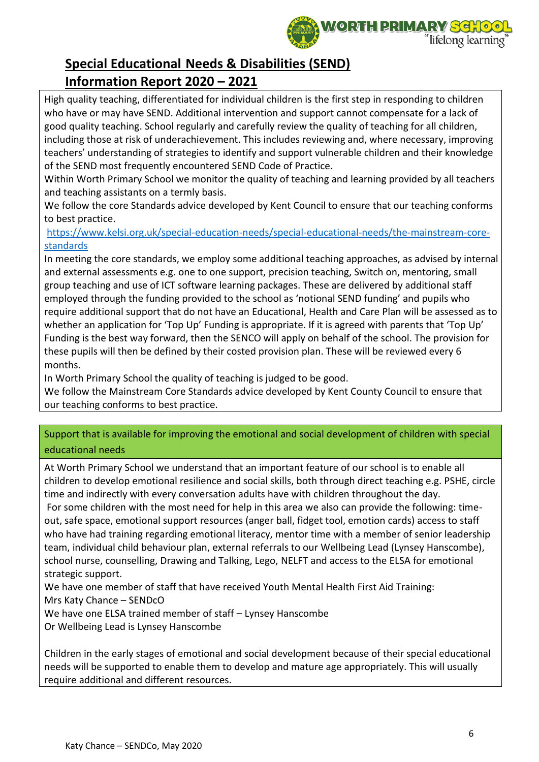# Special Educational Needs & Disabilities (SEND) Information Report 2020 – 2021

High quality teaching, differentiated for individual children is the first step in responding to children who have or may have SEND. Additional intervention and support cannot compensate for a lack of good quality teaching. School regularly and carefully review the quality of teaching for all children, including those at risk of underachievement. This includes reviewing and, where necessary, improving teachers' understanding of strategies to identify and support vulnerable children and their knowledge of the SEND most frequently encountered SEND Code of Practice.

Within Worth Primary School we monitor the quality of teaching and learning provided by all teachers and teaching assistants on a termly basis.

We follow the core Standards advice developed by Kent Council to ensure that our teaching conforms to best practice.

https://www.kelsi.org.uk/special-education-needs/special-educational-needs/the-mainstream-core-standards

In meeting the core standards, we employ some additional teaching approaches, as advised by internal and external assessments e.g. one to one support, precision teaching, Switch on, mentoring, small group teaching and use of ICT software learning packages. These are delivered by additional staff employed through the funding provided to the school as 'notional SEND funding' and pupils who require additional support that do not have an Educational, Health and Care Plan will be assessed as to whether an application for 'Top Up' Funding is appropriate. If it is agreed with parents that 'Top Up' Funding is the best way forward, then the SENCO will apply on behalf of the school. The provision for these pupils will then be defined by their costed provision plan. These will be reviewed every 6 months.

In Worth Primary School the quality of teaching is judged to be good.

We follow the Mainstream Core Standards advice developed by Kent County Council to ensure that our teaching conforms to best practice.

## Support that is available for improving the emotional and social development of children with special educational needs

At Worth Primary School we understand that an important feature of our school is to enable all children to develop emotional resilience and social skills, both through direct teaching e.g. PSHE, circle time and indirectly with every conversation adults have with children throughout the day.

For some children with the most need for help in this area we also can provide the following: time-out, safe space, emotional support resources (anger ball, fidget tool, emotion cards) access to staff who have had training regarding emotional literacy, mentor time with a member of senior leadership team, individual child behaviour plan, external referrals to our Wellbeing Lead (Lynsey Hanscombe), school nurse, counselling, Drawing and Talking, Lego, NELFT and access to the ELSA for emotional strategic support.

We have one member of staff that have received Youth Mental Health First Aid Training:

Mrs Katy Chance – SENDcO

We have one ELSA trained member of staff – Lynsey Hanscombe

Or Wellbeing Lead is Lynsey Hanscombe

Children in the early stages of emotional and social development because of their special educational needs will be supported to enable them to develop and mature age appropriately. This will usually require additional and different resources.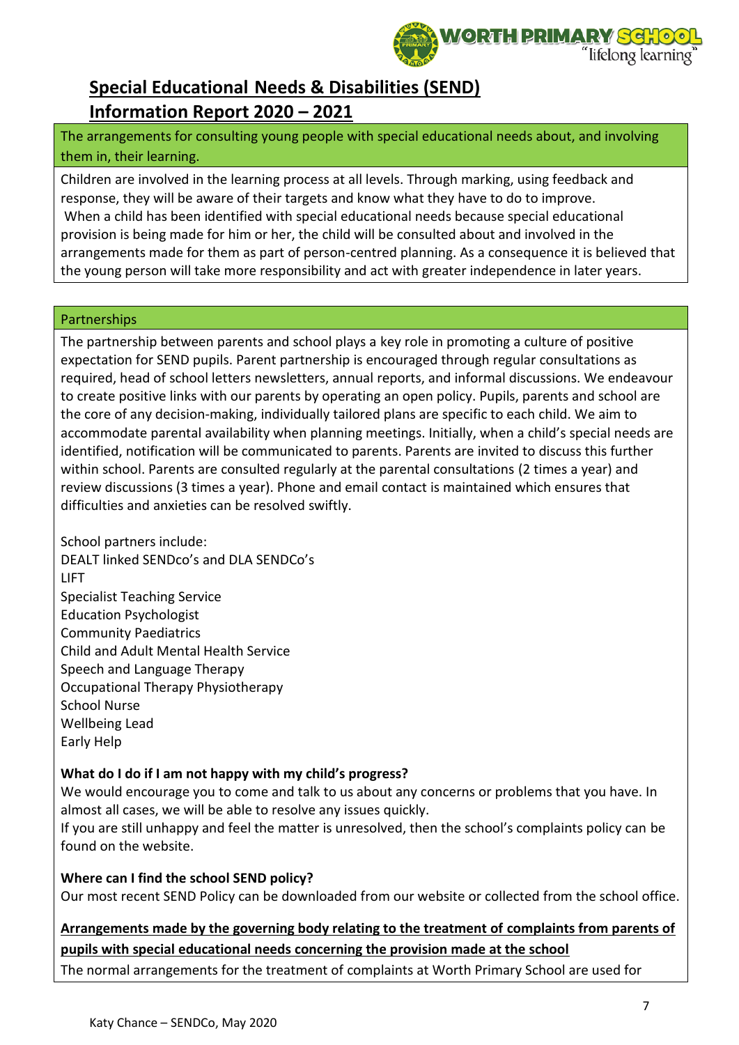## Special Educational Needs & Disabilities (SEND) Information Report 2020 – 2021

**The arrangements for consulting young people with special educational needs about, and involving them in, their learning.**

Children are involved in the learning process at all levels. Through marking, using feedback and response, they will be aware of their targets and know what they have to do to improve.
When a child has been identified with special educational needs because special educational provision is being made for him or her, the child will be consulted about and involved in the arrangements made for them as part of person-centred planning. As a consequence it is believed that the young person will take more responsibility and act with greater independence in later years.

**Partnerships**

The partnership between parents and school plays a key role in promoting a culture of positive expectation for SEND pupils. Parent partnership is encouraged through regular consultations as required, head of school letters newsletters, annual reports, and informal discussions. We endeavour to create positive links with our parents by operating an open policy. Pupils, parents and school are the core of any decision-making, individually tailored plans are specific to each child. We aim to accommodate parental availability when planning meetings. Initially, when a child's special needs are identified, notification will be communicated to parents. Parents are invited to discuss this further within school. Parents are consulted regularly at the parental consultations (2 times a year) and review discussions (3 times a year). Phone and email contact is maintained which ensures that difficulties and anxieties can be resolved swiftly.

School partners include:
DEALT linked SENDco's and DLA SENDCo's
LIFT
Specialist Teaching Service
Education Psychologist
Community Paediatrics
Child and Adult Mental Health Service
Speech and Language Therapy
Occupational Therapy Physiotherapy
School Nurse
Wellbeing Lead
Early Help

**What do I do if I am not happy with my child's progress?**
We would encourage you to come and talk to us about any concerns or problems that you have. In almost all cases, we will be able to resolve any issues quickly.
If you are still unhappy and feel the matter is unresolved, then the school's complaints policy can be found on the website.

**Where can I find the school SEND policy?**
Our most recent SEND Policy can be downloaded from our website or collected from the school office.

**Arrangements made by the governing body relating to the treatment of complaints from parents of pupils with special educational needs concerning the provision made at the school**
The normal arrangements for the treatment of complaints at Worth Primary School are used for

Katy Chance – SENDCo, May 2020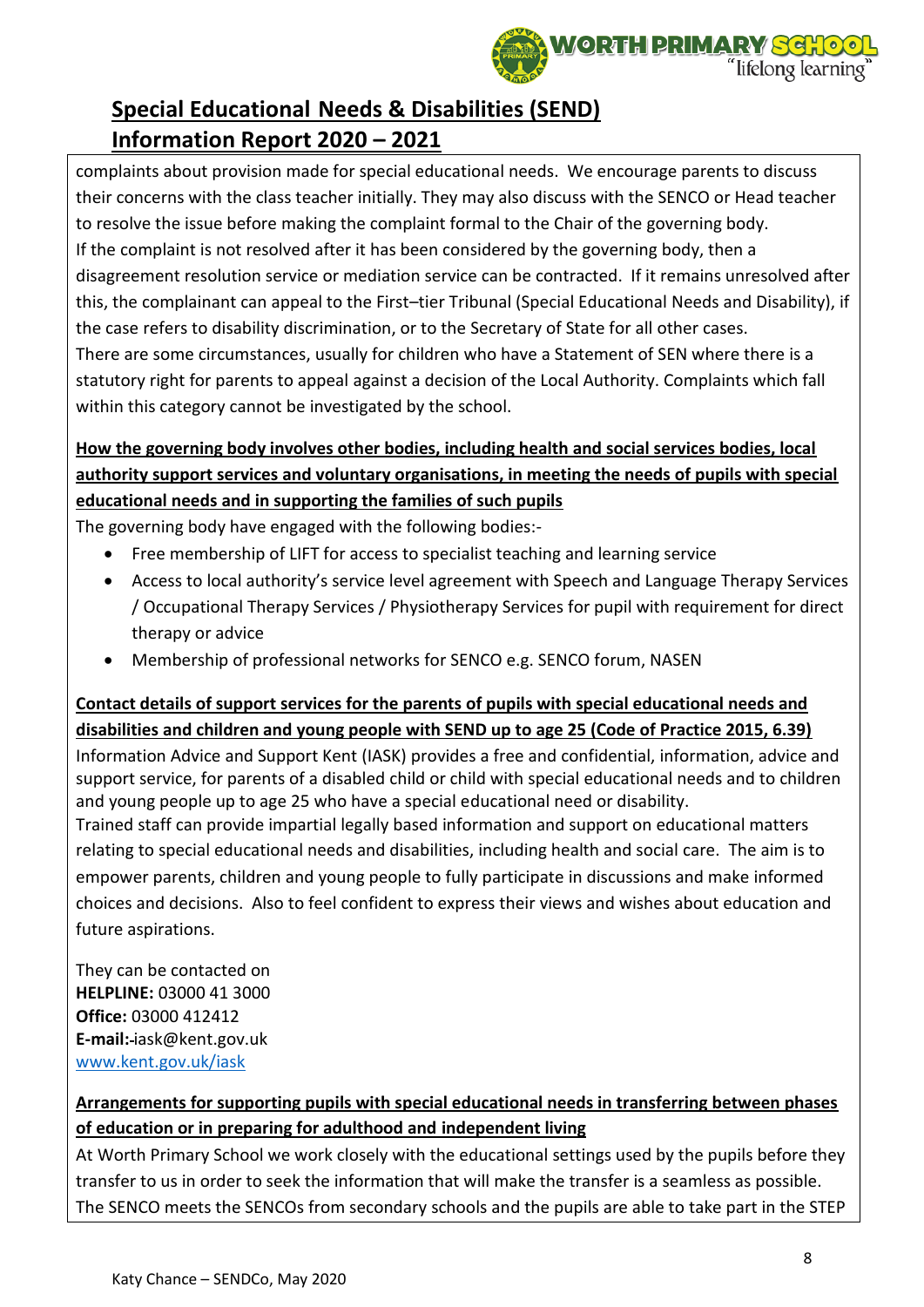complaints about provision made for special educational needs. We encourage parents to discuss their concerns with the class teacher initially. They may also discuss with the SENCO or Head teacher to resolve the issue before making the complaint formal to the Chair of the governing body.
If the complaint is not resolved after it has been considered by the governing body, then a disagreement resolution service or mediation service can be contracted. If it remains unresolved after this, the complainant can appeal to the First–tier Tribunal (Special Educational Needs and Disability), if the case refers to disability discrimination, or to the Secretary of State for all other cases.
There are some circumstances, usually for children who have a Statement of SEN where there is a statutory right for parents to appeal against a decision of the Local Authority. Complaints which fall within this category cannot be investigated by the school.

**How the governing body involves other bodies, including health and social services bodies, local authority support services and voluntary organisations, in meeting the needs of pupils with special educational needs and in supporting the families of such pupils**

The governing body have engaged with the following bodies:-

- Free membership of LIFT for access to specialist teaching and learning service
- Access to local authority's service level agreement with Speech and Language Therapy Services / Occupational Therapy Services / Physiotherapy Services for pupil with requirement for direct therapy or advice
- Membership of professional networks for SENCO e.g. SENCO forum, NASEN

**Contact details of support services for the parents of pupils with special educational needs and disabilities and children and young people with SEND up to age 25 (Code of Practice 2015, 6.39)**

Information Advice and Support Kent (IASK) provides a free and confidential, information, advice and support service, for parents of a disabled child or child with special educational needs and to children and young people up to age 25 who have a special educational need or disability.
Trained staff can provide impartial legally based information and support on educational matters relating to special educational needs and disabilities, including health and social care. The aim is to empower parents, children and young people to fully participate in discussions and make informed choices and decisions. Also to feel confident to express their views and wishes about education and future aspirations.

They can be contacted on
**HELPLINE:** 03000 41 3000
**Office:** 03000 412412
**E-mail:**-iask@kent.gov.uk
www.kent.gov.uk/iask

**Arrangements for supporting pupils with special educational needs in transferring between phases of education or in preparing for adulthood and independent living**

At Worth Primary School we work closely with the educational settings used by the pupils before they transfer to us in order to seek the information that will make the transfer is a seamless as possible. The SENCO meets the SENCOs from secondary schools and the pupils are able to take part in the STEP

Katy Chance – SENDCo, May 2020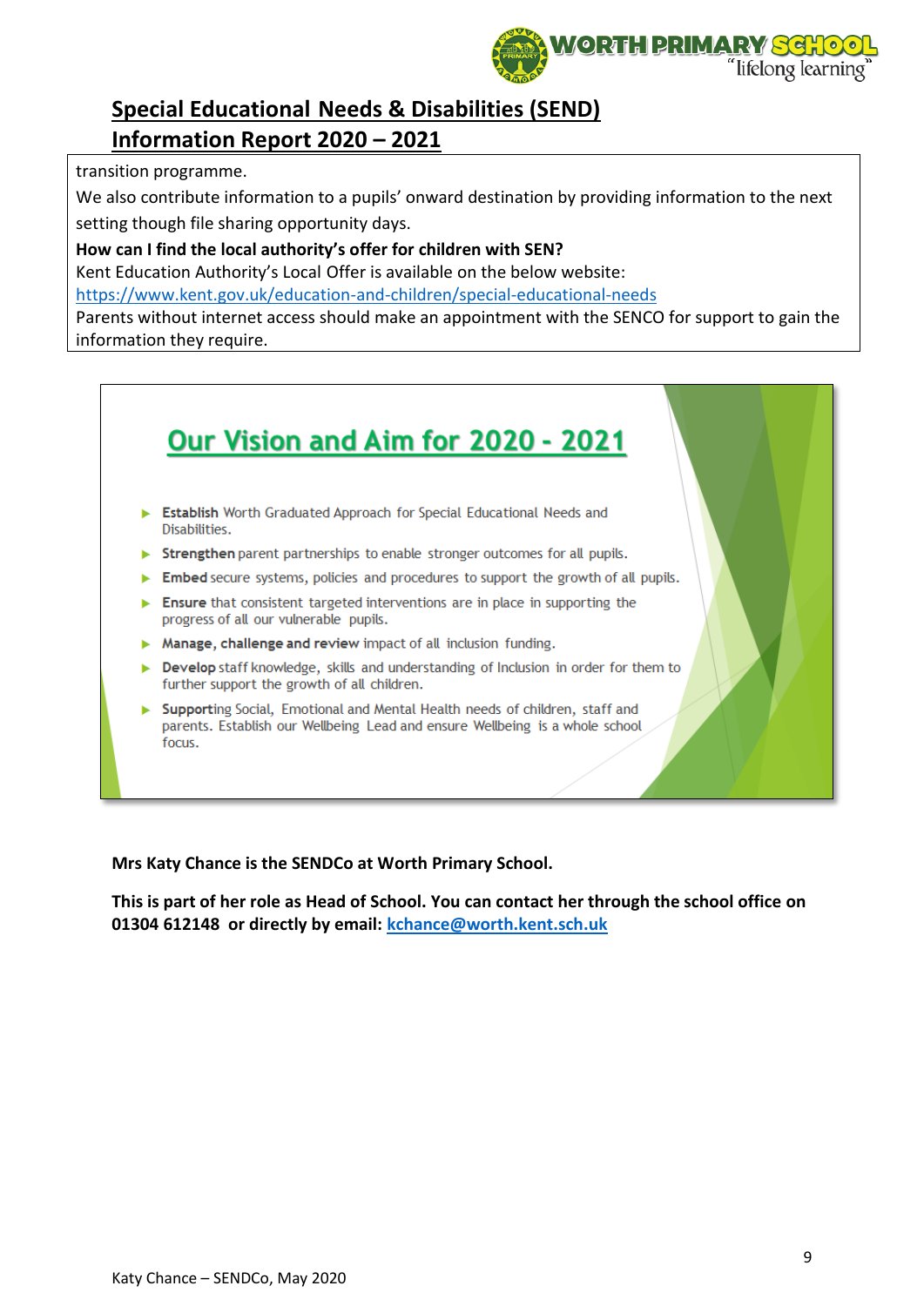## Special Educational Needs & Disabilities (SEND) Information Report 2020 – 2021

transition programme.

We also contribute information to a pupils' onward destination by providing information to the next setting though file sharing opportunity days.

**How can I find the local authority's offer for children with SEN?**

Kent Education Authority's Local Offer is available on the below website:
https://www.kent.gov.uk/education-and-children/special-educational-needs

Parents without internet access should make an appointment with the SENCO for support to gain the information they require.

## Our Vision and Aim for 2020 - 2021

- **Establish** Worth Graduated Approach for Special Educational Needs and Disabilities.
- **Strengthen** parent partnerships to enable stronger outcomes for all pupils.
- **Embed** secure systems, policies and procedures to support the growth of all pupils.
- **Ensure** that consistent targeted interventions are in place in supporting the progress of all our vulnerable pupils.
- **Manage, challenge and review** impact of all inclusion funding.
- **Develop** staff knowledge, skills and understanding of Inclusion in order for them to further support the growth of all children.
- **Support**ing Social, Emotional and Mental Health needs of children, staff and parents. Establish our Wellbeing Lead and ensure Wellbeing is a whole school focus.

**Mrs Katy Chance is the SENDCo at Worth Primary School.**

**This is part of her role as Head of School. You can contact her through the school office on 01304 612148 or directly by email: kchance@worth.kent.sch.uk**